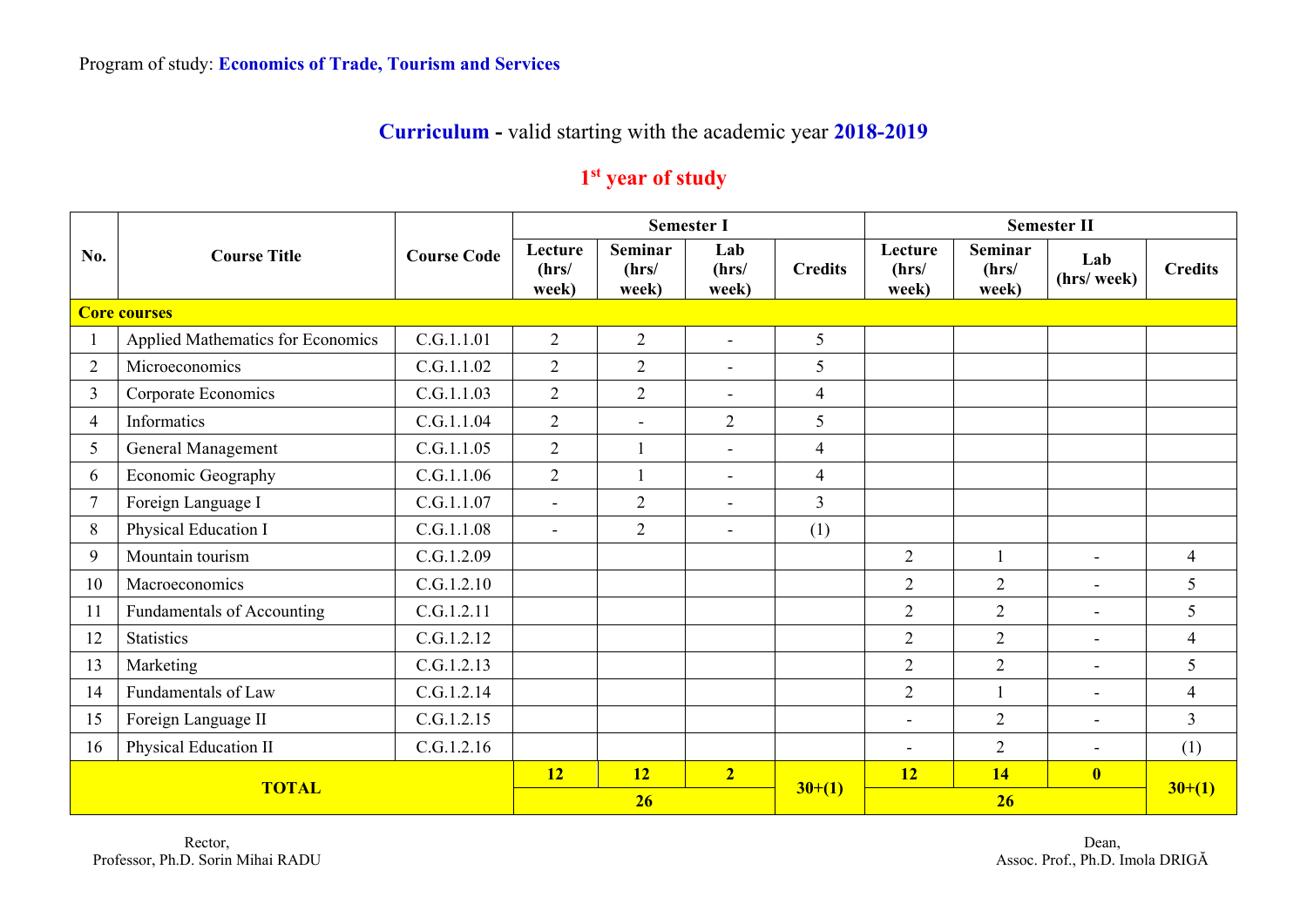Program of study: **Economics of Trade, Tourism and Services**

## **Curriculum** - valid starting with the academic year **2018-2019**

### 1st year of study

| No. | Course Title | Course Code | Semester I | | | | Semester II | | | |
|---|---|---|---|---|---|---|---|---|---|---|
| | | | Lecture (hrs/ week) | Seminar (hrs/ week) | Lab (hrs/ week) | Credits | Lecture (hrs/ week) | Seminar (hrs/ week) | Lab (hrs/ week) | Credits |
| **Core courses** | | | | | | | | | | |
| 1 | Applied Mathematics for Economics | C.G.1.1.01 | 2 | 2 | - | 5 | | | | |
| 2 | Microeconomics | C.G.1.1.02 | 2 | 2 | - | 5 | | | | |
| 3 | Corporate Economics | C.G.1.1.03 | 2 | 2 | - | 4 | | | | |
| 4 | Informatics | C.G.1.1.04 | 2 | - | 2 | 5 | | | | |
| 5 | General Management | C.G.1.1.05 | 2 | 1 | - | 4 | | | | |
| 6 | Economic Geography | C.G.1.1.06 | 2 | 1 | - | 4 | | | | |
| 7 | Foreign Language I | C.G.1.1.07 | - | 2 | - | 3 | | | | |
| 8 | Physical Education I | C.G.1.1.08 | - | 2 | - | (1) | | | | |
| 9 | Mountain tourism | C.G.1.2.09 | | | | | 2 | 1 | - | 4 |
| 10 | Macroeconomics | C.G.1.2.10 | | | | | 2 | 2 | - | 5 |
| 11 | Fundamentals of Accounting | C.G.1.2.11 | | | | | 2 | 2 | - | 5 |
| 12 | Statistics | C.G.1.2.12 | | | | | 2 | 2 | - | 4 |
| 13 | Marketing | C.G.1.2.13 | | | | | 2 | 2 | - | 5 |
| 14 | Fundamentals of Law | C.G.1.2.14 | | | | | 2 | 1 | - | 4 |
| 15 | Foreign Language II | C.G.1.2.15 | | | | | - | 2 | - | 3 |
| 16 | Physical Education II | C.G.1.2.16 | | | | | - | 2 | - | (1) |
| **TOTAL** | | | **12** | **12** | **2** | **30+(1)** | **12** | **14** | **0** | **30+(1)** |
| | | | **26** | | | | **26** | | | |

Rector,
Professor, Ph.D. Sorin Mihai RADU

Dean,
Assoc. Prof., Ph.D. Imola DRIGĂ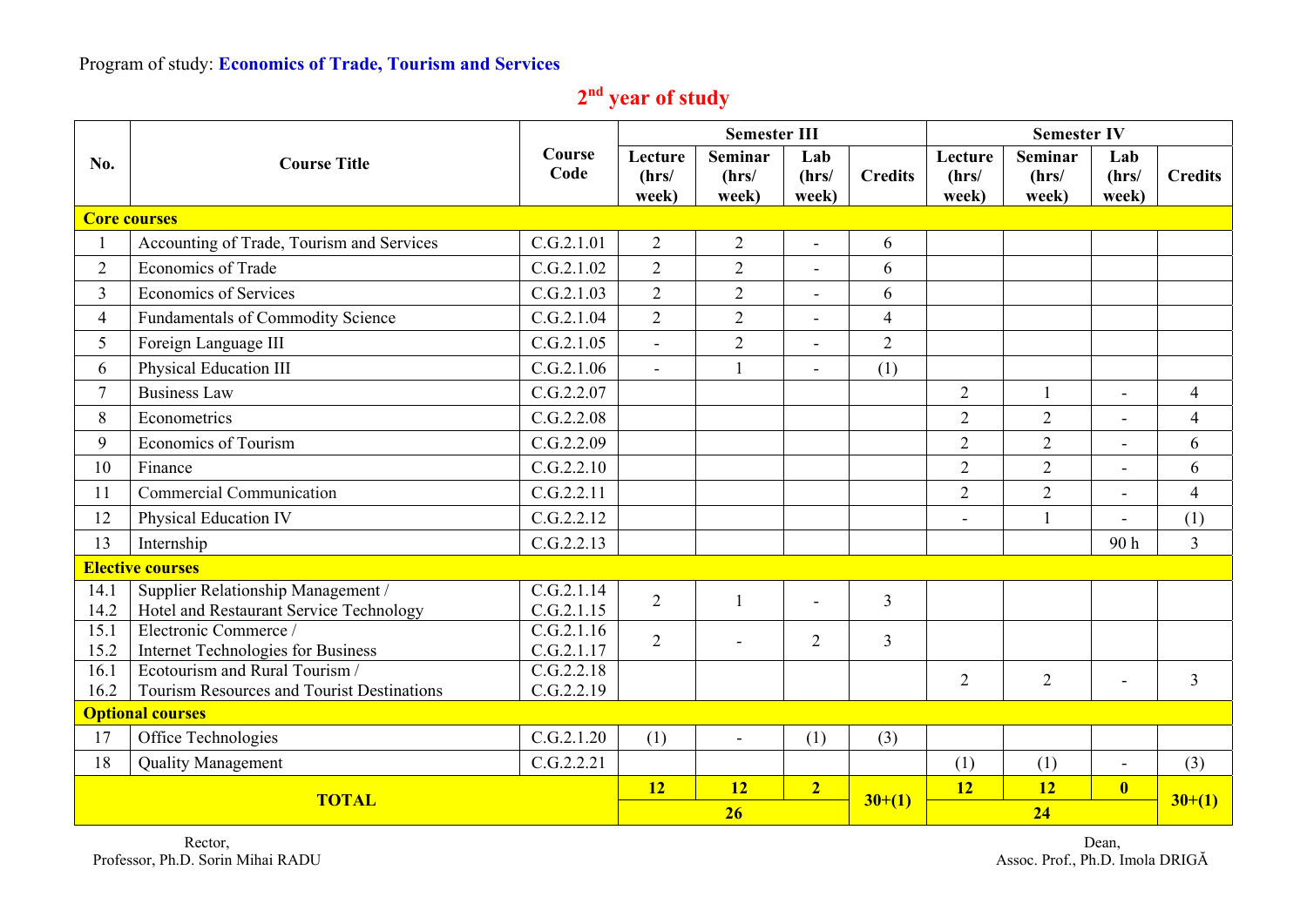Program of study: **Economics of Trade, Tourism and Services**

## 2nd year of study

| No. | Course Title | Course Code | Semester III | | | | Semester IV | | | |
|---|---|---|---|---|---|---|---|---|---|---|
| | | | Lecture (hrs/ week) | Seminar (hrs/ week) | Lab (hrs/ week) | Credits | Lecture (hrs/ week) | Seminar (hrs/ week) | Lab (hrs/ week) | Credits |
| **Core courses** | | | | | | | | | | |
| 1 | Accounting of Trade, Tourism and Services | C.G.2.1.01 | 2 | 2 | - | 6 | | | | |
| 2 | Economics of Trade | C.G.2.1.02 | 2 | 2 | - | 6 | | | | |
| 3 | Economics of Services | C.G.2.1.03 | 2 | 2 | - | 6 | | | | |
| 4 | Fundamentals of Commodity Science | C.G.2.1.04 | 2 | 2 | - | 4 | | | | |
| 5 | Foreign Language III | C.G.2.1.05 | - | 2 | - | 2 | | | | |
| 6 | Physical Education III | C.G.2.1.06 | - | 1 | - | (1) | | | | |
| 7 | Business Law | C.G.2.2.07 | | | | | 2 | 1 | - | 4 |
| 8 | Econometrics | C.G.2.2.08 | | | | | 2 | 2 | - | 4 |
| 9 | Economics of Tourism | C.G.2.2.09 | | | | | 2 | 2 | - | 6 |
| 10 | Finance | C.G.2.2.10 | | | | | 2 | 2 | - | 6 |
| 11 | Commercial Communication | C.G.2.2.11 | | | | | 2 | 2 | - | 4 |
| 12 | Physical Education IV | C.G.2.2.12 | | | | | - | 1 | - | (1) |
| 13 | Internship | C.G.2.2.13 | | | | | | | 90 h | 3 |
| **Elective courses** | | | | | | | | | | |
| 14.1<br>14.2 | Supplier Relationship Management /<br>Hotel and Restaurant Service Technology | C.G.2.1.14<br>C.G.2.1.15 | 2 | 1 | - | 3 | | | | |
| 15.1<br>15.2 | Electronic Commerce /<br>Internet Technologies for Business | C.G.2.1.16<br>C.G.2.1.17 | 2 | - | 2 | 3 | | | | |
| 16.1<br>16.2 | Ecotourism and Rural Tourism /<br>Tourism Resources and Tourist Destinations | C.G.2.2.18<br>C.G.2.2.19 | | | | | 2 | 2 | - | 3 |
| **Optional courses** | | | | | | | | | | |
| 17 | Office Technologies | C.G.2.1.20 | (1) | - | (1) | (3) | | | | |
| 18 | Quality Management | C.G.2.2.21 | | | | | (1) | (1) | - | (3) |
| **TOTAL** | | | **12** | **12** | **2** | **30+(1)** | **12** | **12** | **0** | **30+(1)** |
| | | | **26** | | | | **24** | | | |

Rector,
Professor, Ph.D. Sorin Mihai RADU

Dean,
Assoc. Prof., Ph.D. Imola DRIGĂ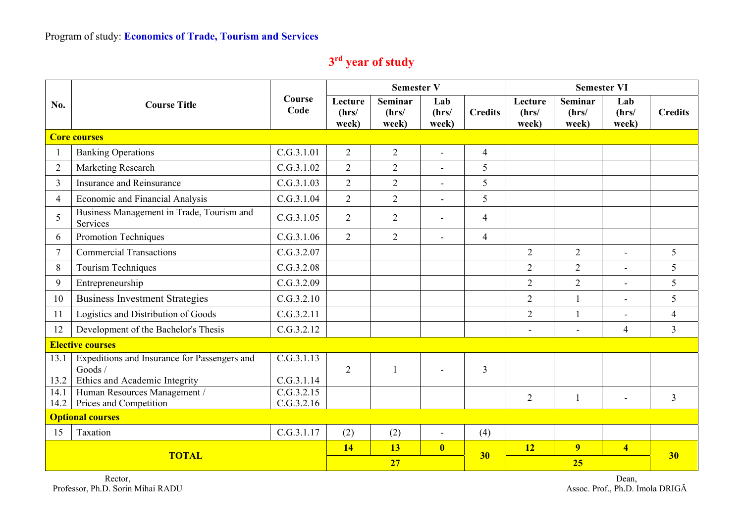Program of study: **Economics of Trade, Tourism and Services**

## 3rd year of study

| No. | Course Title | Course Code | Semester V | | | | Semester VI | | | |
|---|---|---|---|---|---|---|---|---|---|---|
| | | | Lecture (hrs/ week) | Seminar (hrs/ week) | Lab (hrs/ week) | Credits | Lecture (hrs/ week) | Seminar (hrs/ week) | Lab (hrs/ week) | Credits |
| **Core courses** | | | | | | | | | | |
| 1 | Banking Operations | C.G.3.1.01 | 2 | 2 | - | 4 | | | | |
| 2 | Marketing Research | C.G.3.1.02 | 2 | 2 | - | 5 | | | | |
| 3 | Insurance and Reinsurance | C.G.3.1.03 | 2 | 2 | - | 5 | | | | |
| 4 | Economic and Financial Analysis | C.G.3.1.04 | 2 | 2 | - | 5 | | | | |
| 5 | Business Management in Trade, Tourism and Services | C.G.3.1.05 | 2 | 2 | - | 4 | | | | |
| 6 | Promotion Techniques | C.G.3.1.06 | 2 | 2 | - | 4 | | | | |
| 7 | Commercial Transactions | C.G.3.2.07 | | | | | 2 | 2 | - | 5 |
| 8 | Tourism Techniques | C.G.3.2.08 | | | | | 2 | 2 | - | 5 |
| 9 | Entrepreneurship | C.G.3.2.09 | | | | | 2 | 2 | - | 5 |
| 10 | Business Investment Strategies | C.G.3.2.10 | | | | | 2 | 1 | - | 5 |
| 11 | Logistics and Distribution of Goods | C.G.3.2.11 | | | | | 2 | 1 | - | 4 |
| 12 | Development of the Bachelor's Thesis | C.G.3.2.12 | | | | | - | - | 4 | 3 |
| **Elective courses** | | | | | | | | | | |
| 13.1 / 13.2 | Expeditions and Insurance for Passengers and Goods / Ethics and Academic Integrity | C.G.3.1.13 / C.G.3.1.14 | 2 | 1 | - | 3 | | | | |
| 14.1 / 14.2 | Human Resources Management / Prices and Competition | C.G.3.2.15 / C.G.3.2.16 | | | | | 2 | 1 | - | 3 |
| **Optional courses** | | | | | | | | | | |
| 15 | Taxation | C.G.3.1.17 | (2) | (2) | - | (4) | | | | |
| **TOTAL** | | | **14** | **13** | **0** | **30** | **12** | **9** | **4** | **30** |
| | | | **27** | | | | **25** | | | |

Rector,
Professor, Ph.D. Sorin Mihai RADU

Dean,
Assoc. Prof., Ph.D. Imola DRIGĂ